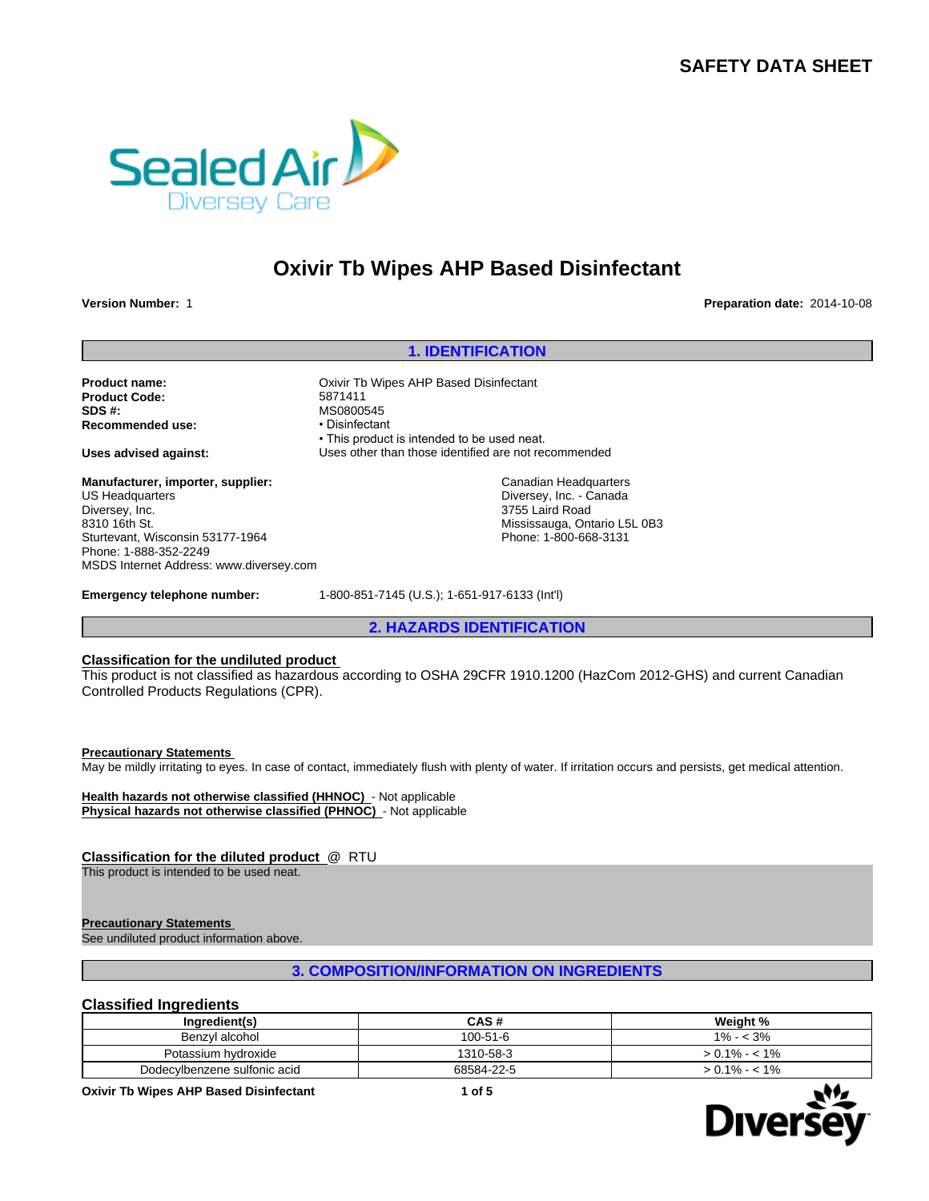# SAFETY DATA SHEET

# Oxivir Tb Wipes AHP Based Disinfectant

**Version Number:** 1

**Preparation date:** 2014-10-08

## 1. IDENTIFICATION

**Product name:** Oxivir Tb Wipes AHP Based Disinfectant
**Product Code:** 5871411
**SDS #:** MS0800545
**Recommended use:**
- Disinfectant
- This product is intended to be used neat.

**Uses advised against:** Uses other than those identified are not recommended

**Manufacturer, importer, supplier:**
US Headquarters
Diversey, Inc.
8310 16th St.
Sturtevant, Wisconsin 53177-1964
Phone: 1-888-352-2249
MSDS Internet Address: www.diversey.com

Canadian Headquarters
Diversey, Inc. - Canada
3755 Laird Road
Mississauga, Ontario L5L 0B3
Phone: 1-800-668-3131

**Emergency telephone number:** 1-800-851-7145 (U.S.); 1-651-917-6133 (Int'l)

## 2. HAZARDS IDENTIFICATION

**Classification for the undiluted product**

This product is not classified as hazardous according to OSHA 29CFR 1910.1200 (HazCom 2012-GHS) and current Canadian Controlled Products Regulations (CPR).

**Precautionary Statements**

May be mildly irritating to eyes. In case of contact, immediately flush with plenty of water. If irritation occurs and persists, get medical attention.

**Health hazards not otherwise classified (HHNOC)** - Not applicable
**Physical hazards not otherwise classified (PHNOC)** - Not applicable

**Classification for the diluted product** @ RTU

This product is intended to be used neat.

**Precautionary Statements**

See undiluted product information above.

## 3. COMPOSITION/INFORMATION ON INGREDIENTS

### Classified Ingredients

| Ingredient(s) | CAS # | Weight % |
|---|---|---|
| Benzyl alcohol | 100-51-6 | 1% - < 3% |
| Potassium hydroxide | 1310-58-3 | > 0.1% - < 1% |
| Dodecylbenzene sulfonic acid | 68584-22-5 | > 0.1% - < 1% |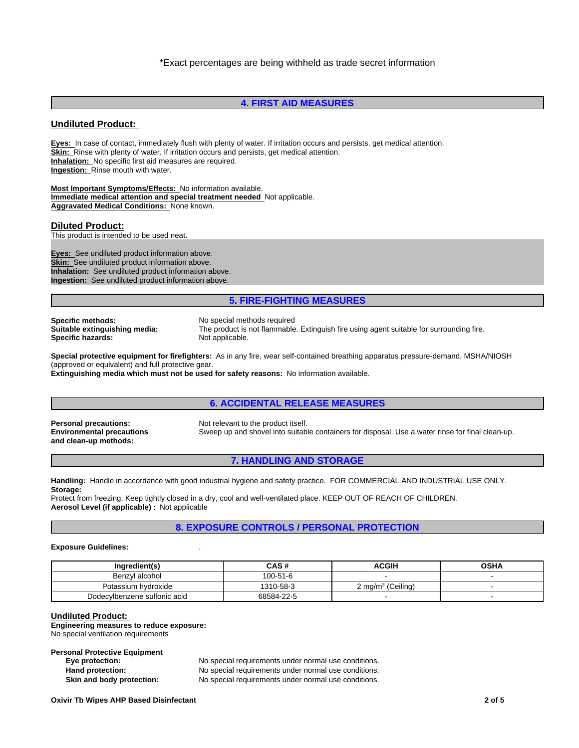*Exact percentages are being withheld as trade secret information

## 4. FIRST AID MEASURES

### Undiluted Product:

**Eyes:** In case of contact, immediately flush with plenty of water. If irritation occurs and persists, get medical attention.
**Skin:** Rinse with plenty of water. If irritation occurs and persists, get medical attention.
**Inhalation:** No specific first aid measures are required.
**Ingestion:** Rinse mouth with water.

**Most Important Symptoms/Effects:** No information available.
**Immediate medical attention and special treatment needed** Not applicable.
**Aggravated Medical Conditions:** None known.

### Diluted Product:

This product is intended to be used neat.

**Eyes:** See undiluted product information above.
**Skin:** See undiluted product information above.
**Inhalation:** See undiluted product information above.
**Ingestion:** See undiluted product information above.

## 5. FIRE-FIGHTING MEASURES

**Specific methods:** No special methods required
**Suitable extinguishing media:** The product is not flammable. Extinguish fire using agent suitable for surrounding fire.
**Specific hazards:** Not applicable.

**Special protective equipment for firefighters:** As in any fire, wear self-contained breathing apparatus pressure-demand, MSHA/NIOSH (approved or equivalent) and full protective gear.
**Extinguishing media which must not be used for safety reasons:** No information available.

## 6. ACCIDENTAL RELEASE MEASURES

**Personal precautions:** Not relevant to the product itself.
**Environmental precautions and clean-up methods:** Sweep up and shovel into suitable containers for disposal. Use a water rinse for final clean-up.

## 7. HANDLING AND STORAGE

**Handling:** Handle in accordance with good industrial hygiene and safety practice. FOR COMMERCIAL AND INDUSTRIAL USE ONLY.
**Storage:**
Protect from freezing. Keep tightly closed in a dry, cool and well-ventilated place. KEEP OUT OF REACH OF CHILDREN.
**Aerosol Level (if applicable) :** Not applicable

## 8. EXPOSURE CONTROLS / PERSONAL PROTECTION

**Exposure Guidelines:** .

| Ingredient(s) | CAS # | ACGIH | OSHA |
|---|---|---|---|
| Benzyl alcohol | 100-51-6 | - | - |
| Potassium hydroxide | 1310-58-3 | 2 mg/m$^3$ (Ceiling) | - |
| Dodecylbenzene sulfonic acid | 68584-22-5 | - | - |

### Undiluted Product:

**Engineering measures to reduce exposure:**
No special ventilation requirements

**Personal Protective Equipment**

- **Eye protection:** No special requirements under normal use conditions.
- **Hand protection:** No special requirements under normal use conditions.
- **Skin and body protection:** No special requirements under normal use conditions.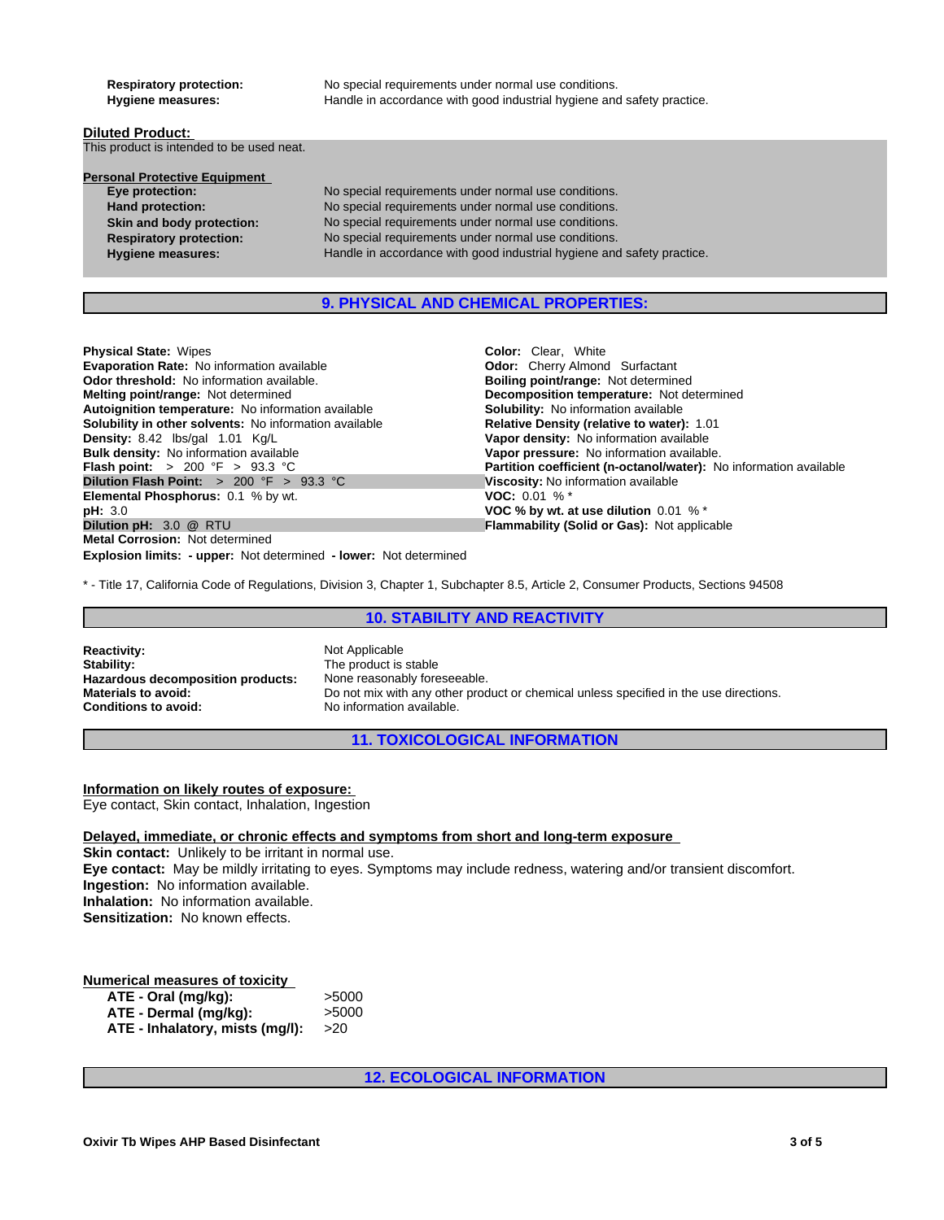| | |
|---|---|
| **Respiratory protection:** | No special requirements under normal use conditions. |
| **Hygiene measures:** | Handle in accordance with good industrial hygiene and safety practice. |

**Diluted Product:**

This product is intended to be used neat.

**Personal Protective Equipment**

| | |
|---|---|
| **Eye protection:** | No special requirements under normal use conditions. |
| **Hand protection:** | No special requirements under normal use conditions. |
| **Skin and body protection:** | No special requirements under normal use conditions. |
| **Respiratory protection:** | No special requirements under normal use conditions. |
| **Hygiene measures:** | Handle in accordance with good industrial hygiene and safety practice. |

## 9. PHYSICAL AND CHEMICAL PROPERTIES:

**Physical State:** Wipes
**Evaporation Rate:** No information available
**Odor threshold:** No information available.
**Melting point/range:** Not determined
**Autoignition temperature:** No information available
**Solubility in other solvents:** No information available
**Density:** 8.42 lbs/gal 1.01 Kg/L
**Bulk density:** No information available
**Flash point:** > 200 °F > 93.3 °C
**Dilution Flash Point:** > 200 °F > 93.3 °C
**Elemental Phosphorus:** 0.1 % by wt.
**pH:** 3.0
**Dilution pH:** 3.0 @ RTU
**Metal Corrosion:** Not determined
**Explosion limits: - upper:** Not determined **- lower:** Not determined

**Color:** Clear, White
**Odor:** Cherry Almond Surfactant
**Boiling point/range:** Not determined
**Decomposition temperature:** Not determined
**Solubility:** No information available
**Relative Density (relative to water):** 1.01
**Vapor density:** No information available
**Vapor pressure:** No information available.
**Partition coefficient (n-octanol/water):** No information available
**Viscosity:** No information available
**VOC:** 0.01 % *
**VOC % by wt. at use dilution** 0.01 % *
**Flammability (Solid or Gas):** Not applicable

* - Title 17, California Code of Regulations, Division 3, Chapter 1, Subchapter 8.5, Article 2, Consumer Products, Sections 94508

## 10. STABILITY AND REACTIVITY

| | |
|---|---|
| **Reactivity:** | Not Applicable |
| **Stability:** | The product is stable |
| **Hazardous decomposition products:** | None reasonably foreseeable. |
| **Materials to avoid:** | Do not mix with any other product or chemical unless specified in the use directions. |
| **Conditions to avoid:** | No information available. |

## 11. TOXICOLOGICAL INFORMATION

**Information on likely routes of exposure:**

Eye contact, Skin contact, Inhalation, Ingestion

**Delayed, immediate, or chronic effects and symptoms from short and long-term exposure**

**Skin contact:** Unlikely to be irritant in normal use.
**Eye contact:** May be mildly irritating to eyes. Symptoms may include redness, watering and/or transient discomfort.
**Ingestion:** No information available.
**Inhalation:** No information available.
**Sensitization:** No known effects.

**Numerical measures of toxicity**

| | |
|---|---|
| **ATE - Oral (mg/kg):** | >5000 |
| **ATE - Dermal (mg/kg):** | >5000 |
| **ATE - Inhalatory, mists (mg/l):** | >20 |

## 12. ECOLOGICAL INFORMATION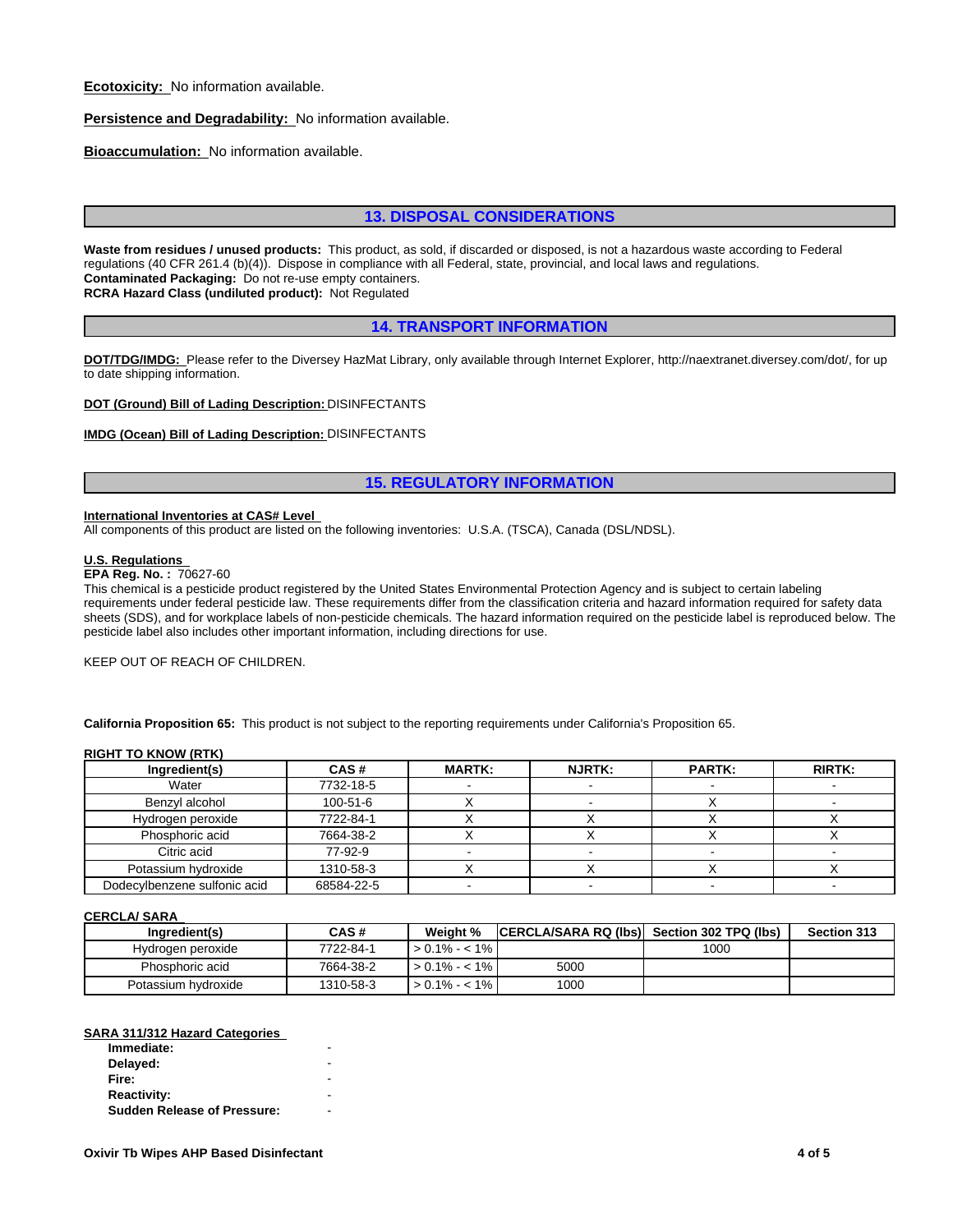**Ecotoxicity:** No information available.

**Persistence and Degradability:** No information available.

**Bioaccumulation:** No information available.

## 13. DISPOSAL CONSIDERATIONS

**Waste from residues / unused products:** This product, as sold, if discarded or disposed, is not a hazardous waste according to Federal regulations (40 CFR 261.4 (b)(4)). Dispose in compliance with all Federal, state, provincial, and local laws and regulations.
**Contaminated Packaging:** Do not re-use empty containers.
**RCRA Hazard Class (undiluted product):** Not Regulated

## 14. TRANSPORT INFORMATION

**DOT/TDG/IMDG:** Please refer to the Diversey HazMat Library, only available through Internet Explorer, http://naextranet.diversey.com/dot/, for up to date shipping information.

**DOT (Ground) Bill of Lading Description:** DISINFECTANTS

**IMDG (Ocean) Bill of Lading Description:** DISINFECTANTS

## 15. REGULATORY INFORMATION

**International Inventories at CAS# Level**
All components of this product are listed on the following inventories: U.S.A. (TSCA), Canada (DSL/NDSL).

**U.S. Regulations**
**EPA Reg. No. :** 70627-60
This chemical is a pesticide product registered by the United States Environmental Protection Agency and is subject to certain labeling requirements under federal pesticide law. These requirements differ from the classification criteria and hazard information required for safety data sheets (SDS), and for workplace labels of non-pesticide chemicals. The hazard information required on the pesticide label is reproduced below. The pesticide label also includes other important information, including directions for use.

KEEP OUT OF REACH OF CHILDREN.

**California Proposition 65:** This product is not subject to the reporting requirements under California's Proposition 65.

**RIGHT TO KNOW (RTK)**

| Ingredient(s) | CAS # | MARTK: | NJRTK: | PARTK: | RIRTK: |
|---|---|---|---|---|---|
| Water | 7732-18-5 | - | - | - | - |
| Benzyl alcohol | 100-51-6 | X | - | X | - |
| Hydrogen peroxide | 7722-84-1 | X | X | X | X |
| Phosphoric acid | 7664-38-2 | X | X | X | X |
| Citric acid | 77-92-9 | - | - | - | - |
| Potassium hydroxide | 1310-58-3 | X | X | X | X |
| Dodecylbenzene sulfonic acid | 68584-22-5 | - | - | - | - |

**CERCLA/ SARA**

| Ingredient(s) | CAS # | Weight % | CERCLA/SARA RQ (lbs) | Section 302 TPQ (lbs) | Section 313 |
|---|---|---|---|---|---|
| Hydrogen peroxide | 7722-84-1 | > 0.1% - < 1% | | 1000 | |
| Phosphoric acid | 7664-38-2 | > 0.1% - < 1% | 5000 | | |
| Potassium hydroxide | 1310-58-3 | > 0.1% - < 1% | 1000 | | |

**SARA 311/312 Hazard Categories**

- **Immediate:** -
- **Delayed:** -
- **Fire:** -
- **Reactivity:** -
- **Sudden Release of Pressure:** -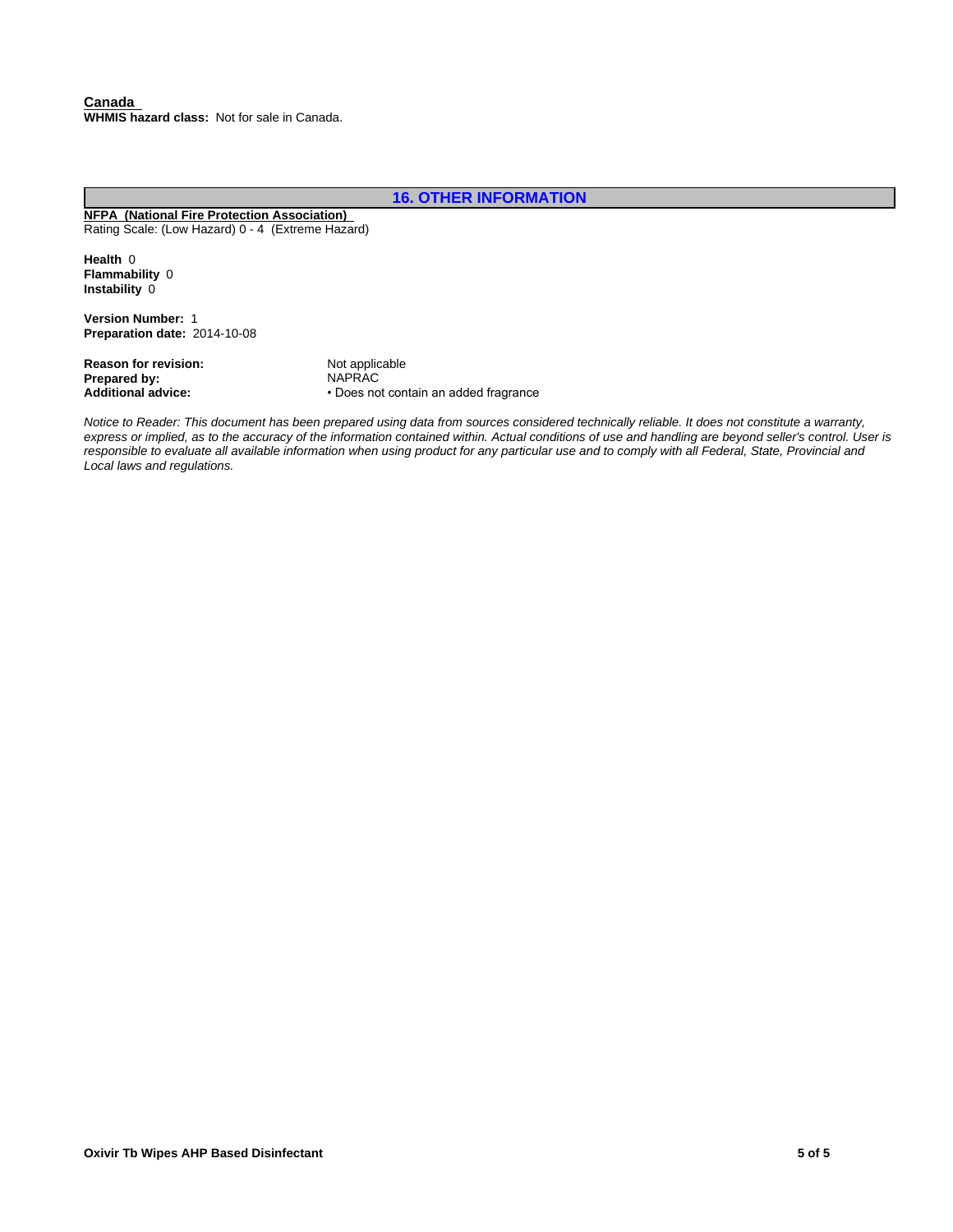**Canada**

**WHMIS hazard class:** Not for sale in Canada.

## 16. OTHER INFORMATION

**NFPA (National Fire Protection Association)**

Rating Scale: (Low Hazard) 0 - 4 (Extreme Hazard)

**Health** 0
**Flammability** 0
**Instability** 0

**Version Number:** 1
**Preparation date:** 2014-10-08

**Reason for revision:** Not applicable
**Prepared by:** NAPRAC
**Additional advice:** • Does not contain an added fragrance

*Notice to Reader: This document has been prepared using data from sources considered technically reliable. It does not constitute a warranty, express or implied, as to the accuracy of the information contained within. Actual conditions of use and handling are beyond seller's control. User is responsible to evaluate all available information when using product for any particular use and to comply with all Federal, State, Provincial and Local laws and regulations.*